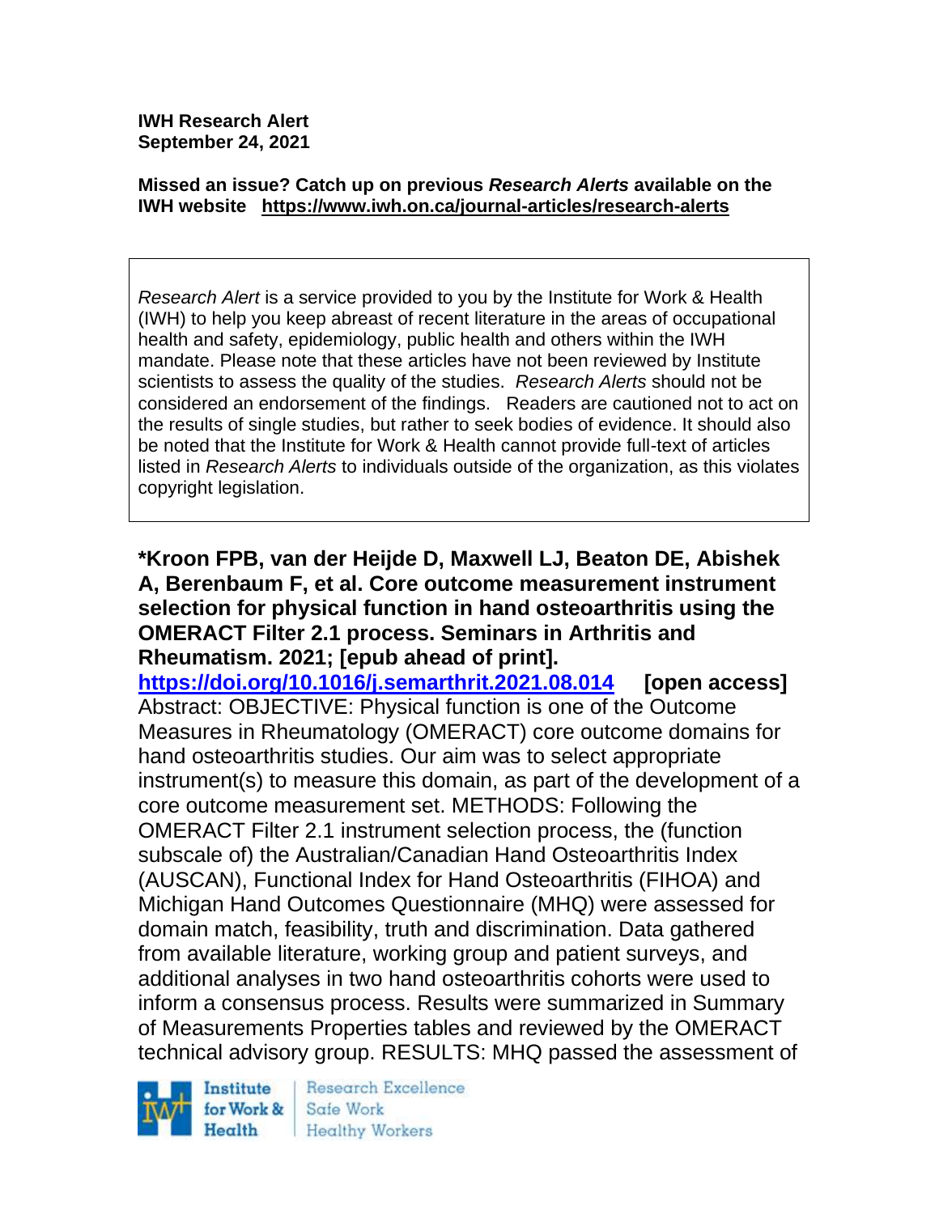**IWH Research Alert**
**September 24, 2021**

**Missed an issue? Catch up on previous *Research Alerts* available on the IWH website https://www.iwh.on.ca/journal-articles/research-alerts**

*Research Alert* is a service provided to you by the Institute for Work & Health (IWH) to help you keep abreast of recent literature in the areas of occupational health and safety, epidemiology, public health and others within the IWH mandate. Please note that these articles have not been reviewed by Institute scientists to assess the quality of the studies. *Research Alerts* should not be considered an endorsement of the findings. Readers are cautioned not to act on the results of single studies, but rather to seek bodies of evidence. It should also be noted that the Institute for Work & Health cannot provide full-text of articles listed in *Research Alerts* to individuals outside of the organization, as this violates copyright legislation.

**\*Kroon FPB, van der Heijde D, Maxwell LJ, Beaton DE, Abishek A, Berenbaum F, et al. Core outcome measurement instrument selection for physical function in hand osteoarthritis using the OMERACT Filter 2.1 process. Seminars in Arthritis and Rheumatism. 2021; [epub ahead of print].**

**https://doi.org/10.1016/j.semarthrit.2021.08.014 [open access]**

Abstract: OBJECTIVE: Physical function is one of the Outcome Measures in Rheumatology (OMERACT) core outcome domains for hand osteoarthritis studies. Our aim was to select appropriate instrument(s) to measure this domain, as part of the development of a core outcome measurement set. METHODS: Following the OMERACT Filter 2.1 instrument selection process, the (function subscale of) the Australian/Canadian Hand Osteoarthritis Index (AUSCAN), Functional Index for Hand Osteoarthritis (FIHOA) and Michigan Hand Outcomes Questionnaire (MHQ) were assessed for domain match, feasibility, truth and discrimination. Data gathered from available literature, working group and patient surveys, and additional analyses in two hand osteoarthritis cohorts were used to inform a consensus process. Results were summarized in Summary of Measurements Properties tables and reviewed by the OMERACT technical advisory group. RESULTS: MHQ passed the assessment of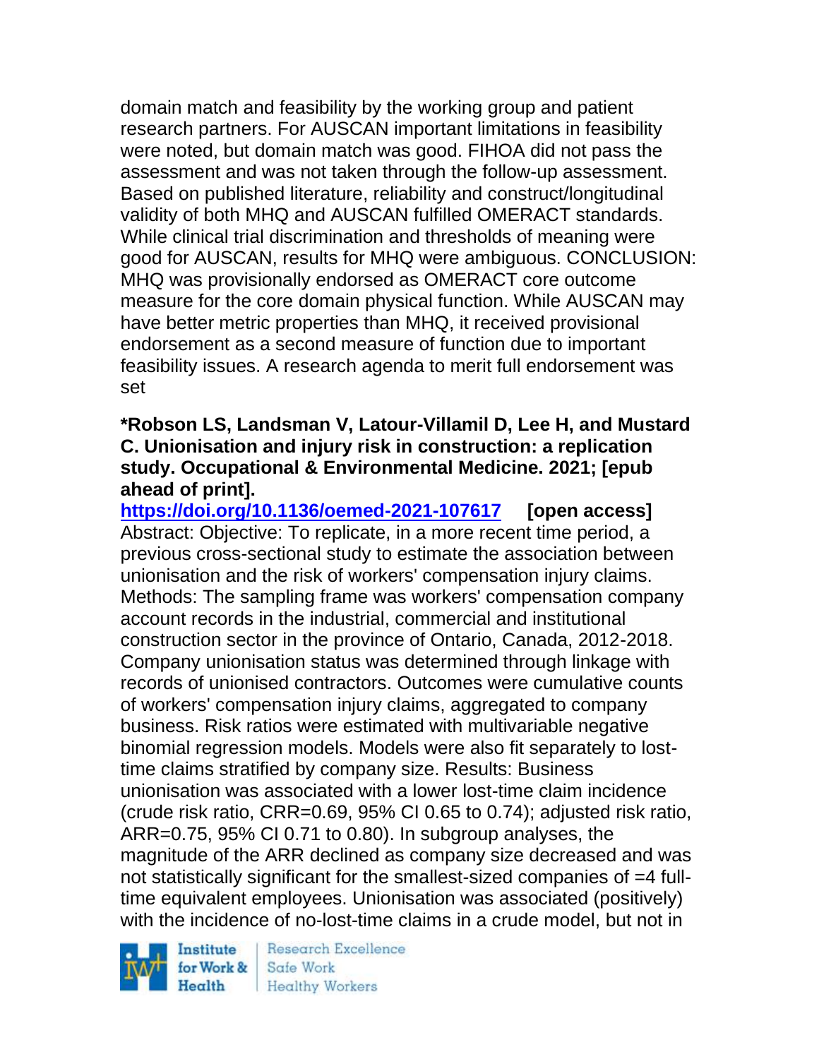domain match and feasibility by the working group and patient research partners. For AUSCAN important limitations in feasibility were noted, but domain match was good. FIHOA did not pass the assessment and was not taken through the follow-up assessment. Based on published literature, reliability and construct/longitudinal validity of both MHQ and AUSCAN fulfilled OMERACT standards. While clinical trial discrimination and thresholds of meaning were good for AUSCAN, results for MHQ were ambiguous. CONCLUSION: MHQ was provisionally endorsed as OMERACT core outcome measure for the core domain physical function. While AUSCAN may have better metric properties than MHQ, it received provisional endorsement as a second measure of function due to important feasibility issues. A research agenda to merit full endorsement was set

**\*Robson LS, Landsman V, Latour-Villamil D, Lee H, and Mustard C. Unionisation and injury risk in construction: a replication study. Occupational & Environmental Medicine. 2021; [epub ahead of print].**

**https://doi.org/10.1136/oemed-2021-107617 [open access]**

Abstract: Objective: To replicate, in a more recent time period, a previous cross-sectional study to estimate the association between unionisation and the risk of workers' compensation injury claims. Methods: The sampling frame was workers' compensation company account records in the industrial, commercial and institutional construction sector in the province of Ontario, Canada, 2012-2018. Company unionisation status was determined through linkage with records of unionised contractors. Outcomes were cumulative counts of workers' compensation injury claims, aggregated to company business. Risk ratios were estimated with multivariable negative binomial regression models. Models were also fit separately to lost-time claims stratified by company size. Results: Business unionisation was associated with a lower lost-time claim incidence (crude risk ratio, CRR=0.69, 95% CI 0.65 to 0.74); adjusted risk ratio, ARR=0.75, 95% CI 0.71 to 0.80). In subgroup analyses, the magnitude of the ARR declined as company size decreased and was not statistically significant for the smallest-sized companies of =4 full-time equivalent employees. Unionisation was associated (positively) with the incidence of no-lost-time claims in a crude model, but not in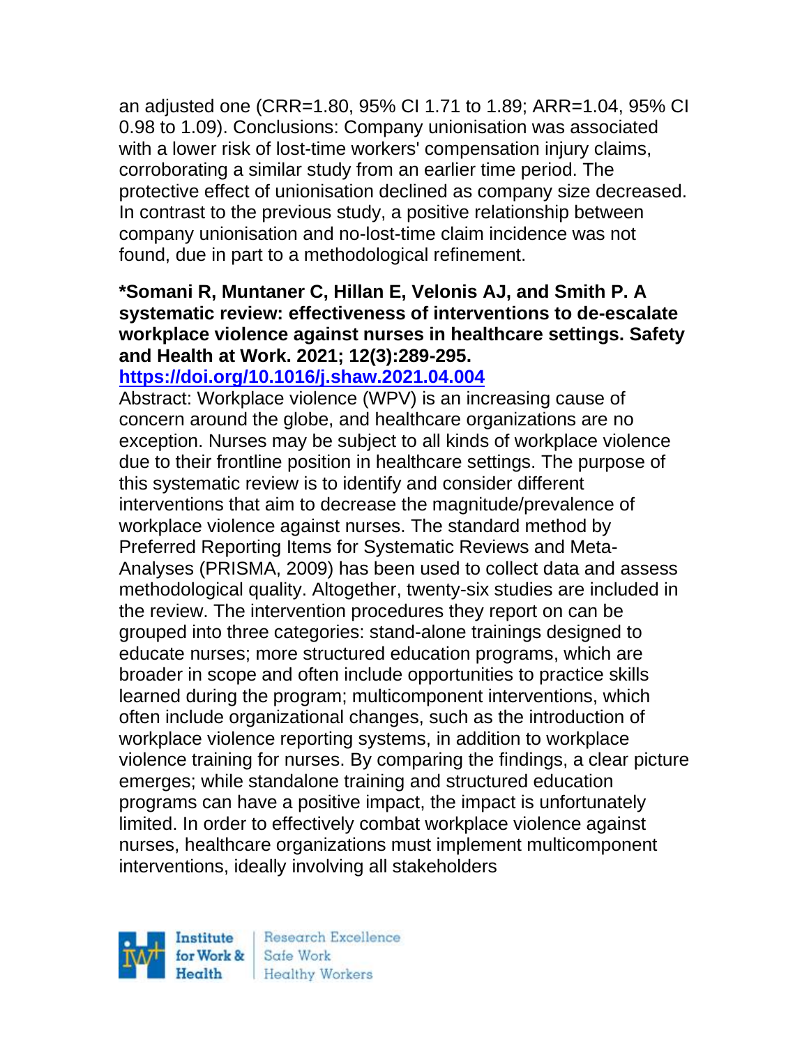an adjusted one (CRR=1.80, 95% CI 1.71 to 1.89; ARR=1.04, 95% CI 0.98 to 1.09). Conclusions: Company unionisation was associated with a lower risk of lost-time workers' compensation injury claims, corroborating a similar study from an earlier time period. The protective effect of unionisation declined as company size decreased. In contrast to the previous study, a positive relationship between company unionisation and no-lost-time claim incidence was not found, due in part to a methodological refinement.

**\*Somani R, Muntaner C, Hillan E, Velonis AJ, and Smith P. A systematic review: effectiveness of interventions to de-escalate workplace violence against nurses in healthcare settings. Safety and Health at Work. 2021; 12(3):289-295.**
**[https://doi.org/10.1016/j.shaw.2021.04.004](https://doi.org/10.1016/j.shaw.2021.04.004)**

Abstract: Workplace violence (WPV) is an increasing cause of concern around the globe, and healthcare organizations are no exception. Nurses may be subject to all kinds of workplace violence due to their frontline position in healthcare settings. The purpose of this systematic review is to identify and consider different interventions that aim to decrease the magnitude/prevalence of workplace violence against nurses. The standard method by Preferred Reporting Items for Systematic Reviews and Meta-Analyses (PRISMA, 2009) has been used to collect data and assess methodological quality. Altogether, twenty-six studies are included in the review. The intervention procedures they report on can be grouped into three categories: stand-alone trainings designed to educate nurses; more structured education programs, which are broader in scope and often include opportunities to practice skills learned during the program; multicomponent interventions, which often include organizational changes, such as the introduction of workplace violence reporting systems, in addition to workplace violence training for nurses. By comparing the findings, a clear picture emerges; while standalone training and structured education programs can have a positive impact, the impact is unfortunately limited. In order to effectively combat workplace violence against nurses, healthcare organizations must implement multicomponent interventions, ideally involving all stakeholders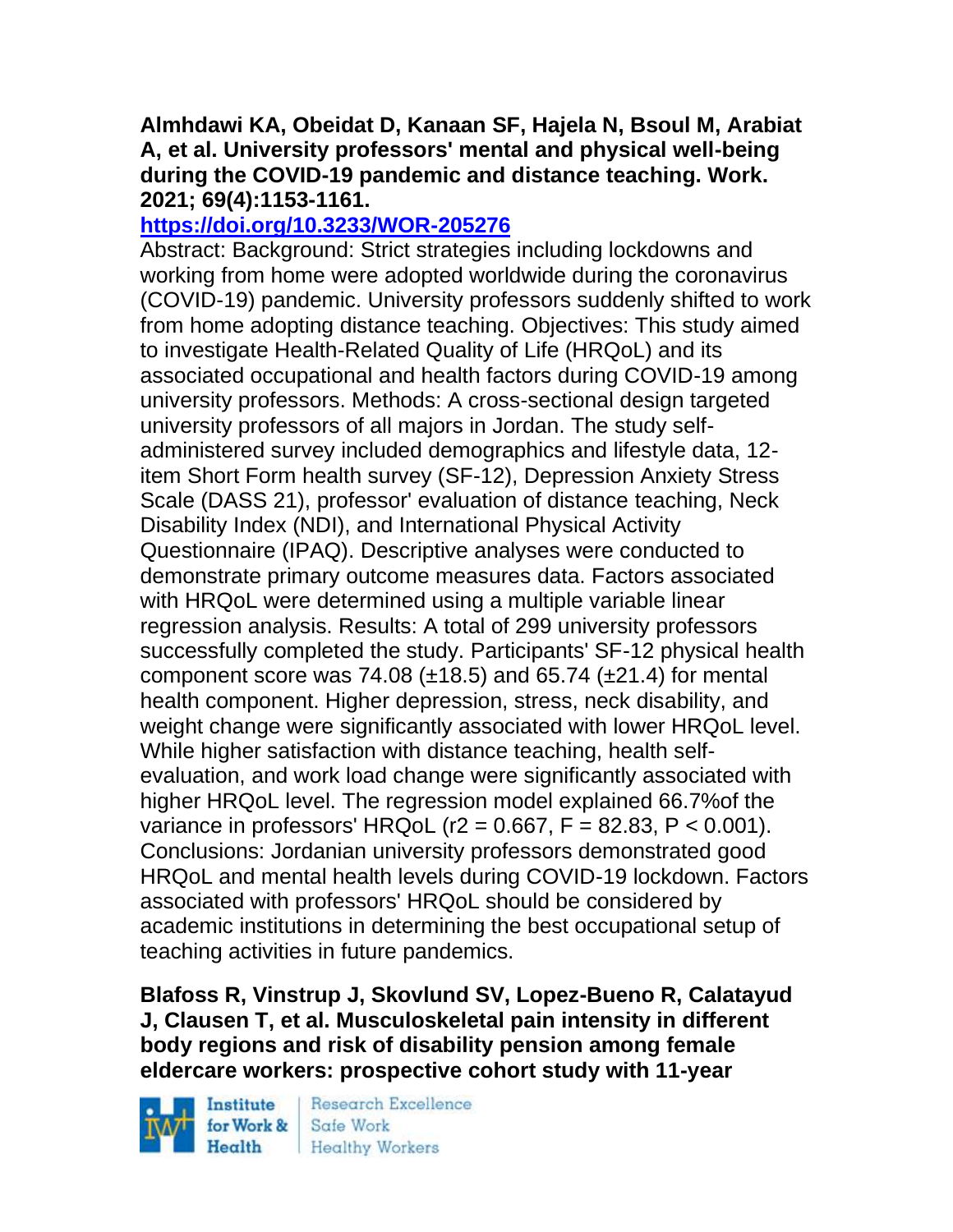**Almhdawi KA, Obeidat D, Kanaan SF, Hajela N, Bsoul M, Arabiat A, et al. University professors' mental and physical well-being during the COVID-19 pandemic and distance teaching. Work. 2021; 69(4):1153-1161.**

**https://doi.org/10.3233/WOR-205276**

Abstract: Background: Strict strategies including lockdowns and working from home were adopted worldwide during the coronavirus (COVID-19) pandemic. University professors suddenly shifted to work from home adopting distance teaching. Objectives: This study aimed to investigate Health-Related Quality of Life (HRQoL) and its associated occupational and health factors during COVID-19 among university professors. Methods: A cross-sectional design targeted university professors of all majors in Jordan. The study self-administered survey included demographics and lifestyle data, 12-item Short Form health survey (SF-12), Depression Anxiety Stress Scale (DASS 21), professor' evaluation of distance teaching, Neck Disability Index (NDI), and International Physical Activity Questionnaire (IPAQ). Descriptive analyses were conducted to demonstrate primary outcome measures data. Factors associated with HRQoL were determined using a multiple variable linear regression analysis. Results: A total of 299 university professors successfully completed the study. Participants' SF-12 physical health component score was 74.08 (±18.5) and 65.74 (±21.4) for mental health component. Higher depression, stress, neck disability, and weight change were significantly associated with lower HRQoL level. While higher satisfaction with distance teaching, health self-evaluation, and work load change were significantly associated with higher HRQoL level. The regression model explained 66.7%of the variance in professors' HRQoL ($r^2 = 0.667$, $F = 82.83$, $P < 0.001$). Conclusions: Jordanian university professors demonstrated good HRQoL and mental health levels during COVID-19 lockdown. Factors associated with professors' HRQoL should be considered by academic institutions in determining the best occupational setup of teaching activities in future pandemics.

**Blafoss R, Vinstrup J, Skovlund SV, Lopez-Bueno R, Calatayud J, Clausen T, et al. Musculoskeletal pain intensity in different body regions and risk of disability pension among female eldercare workers: prospective cohort study with 11-year**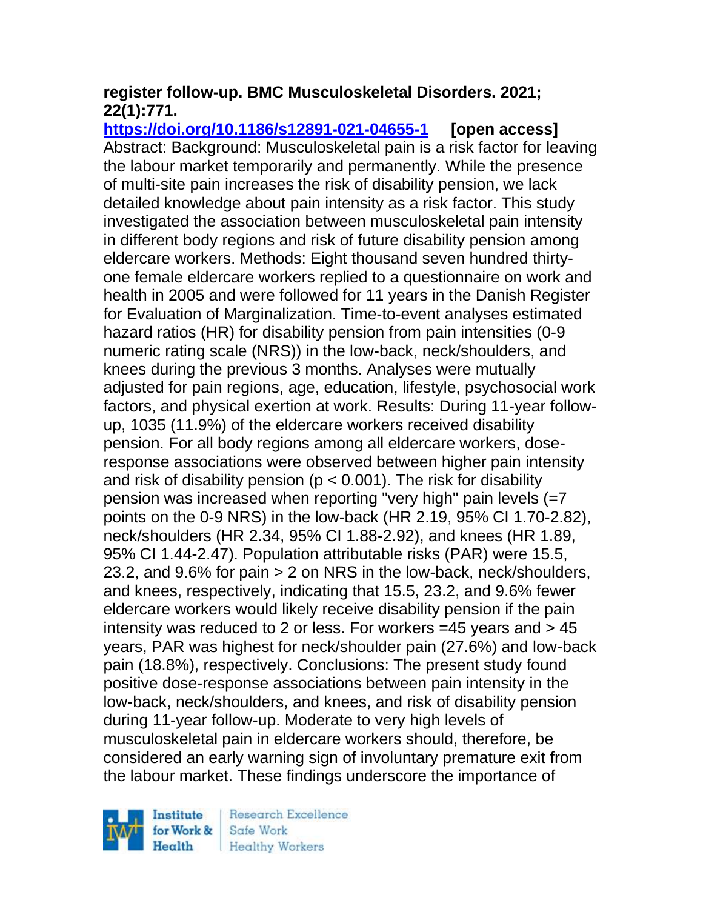**register follow-up. BMC Musculoskeletal Disorders. 2021; 22(1):771.**

**https://doi.org/10.1186/s12891-021-04655-1** **[open access]**

Abstract: Background: Musculoskeletal pain is a risk factor for leaving the labour market temporarily and permanently. While the presence of multi-site pain increases the risk of disability pension, we lack detailed knowledge about pain intensity as a risk factor. This study investigated the association between musculoskeletal pain intensity in different body regions and risk of future disability pension among eldercare workers. Methods: Eight thousand seven hundred thirty-one female eldercare workers replied to a questionnaire on work and health in 2005 and were followed for 11 years in the Danish Register for Evaluation of Marginalization. Time-to-event analyses estimated hazard ratios (HR) for disability pension from pain intensities (0-9 numeric rating scale (NRS)) in the low-back, neck/shoulders, and knees during the previous 3 months. Analyses were mutually adjusted for pain regions, age, education, lifestyle, psychosocial work factors, and physical exertion at work. Results: During 11-year follow-up, 1035 (11.9%) of the eldercare workers received disability pension. For all body regions among all eldercare workers, dose-response associations were observed between higher pain intensity and risk of disability pension ($p < 0.001$). The risk for disability pension was increased when reporting "very high" pain levels (=7 points on the 0-9 NRS) in the low-back (HR 2.19, 95% CI 1.70-2.82), neck/shoulders (HR 2.34, 95% CI 1.88-2.92), and knees (HR 1.89, 95% CI 1.44-2.47). Population attributable risks (PAR) were 15.5, 23.2, and 9.6% for pain > 2 on NRS in the low-back, neck/shoulders, and knees, respectively, indicating that 15.5, 23.2, and 9.6% fewer eldercare workers would likely receive disability pension if the pain intensity was reduced to 2 or less. For workers =45 years and > 45 years, PAR was highest for neck/shoulder pain (27.6%) and low-back pain (18.8%), respectively. Conclusions: The present study found positive dose-response associations between pain intensity in the low-back, neck/shoulders, and knees, and risk of disability pension during 11-year follow-up. Moderate to very high levels of musculoskeletal pain in eldercare workers should, therefore, be considered an early warning sign of involuntary premature exit from the labour market. These findings underscore the importance of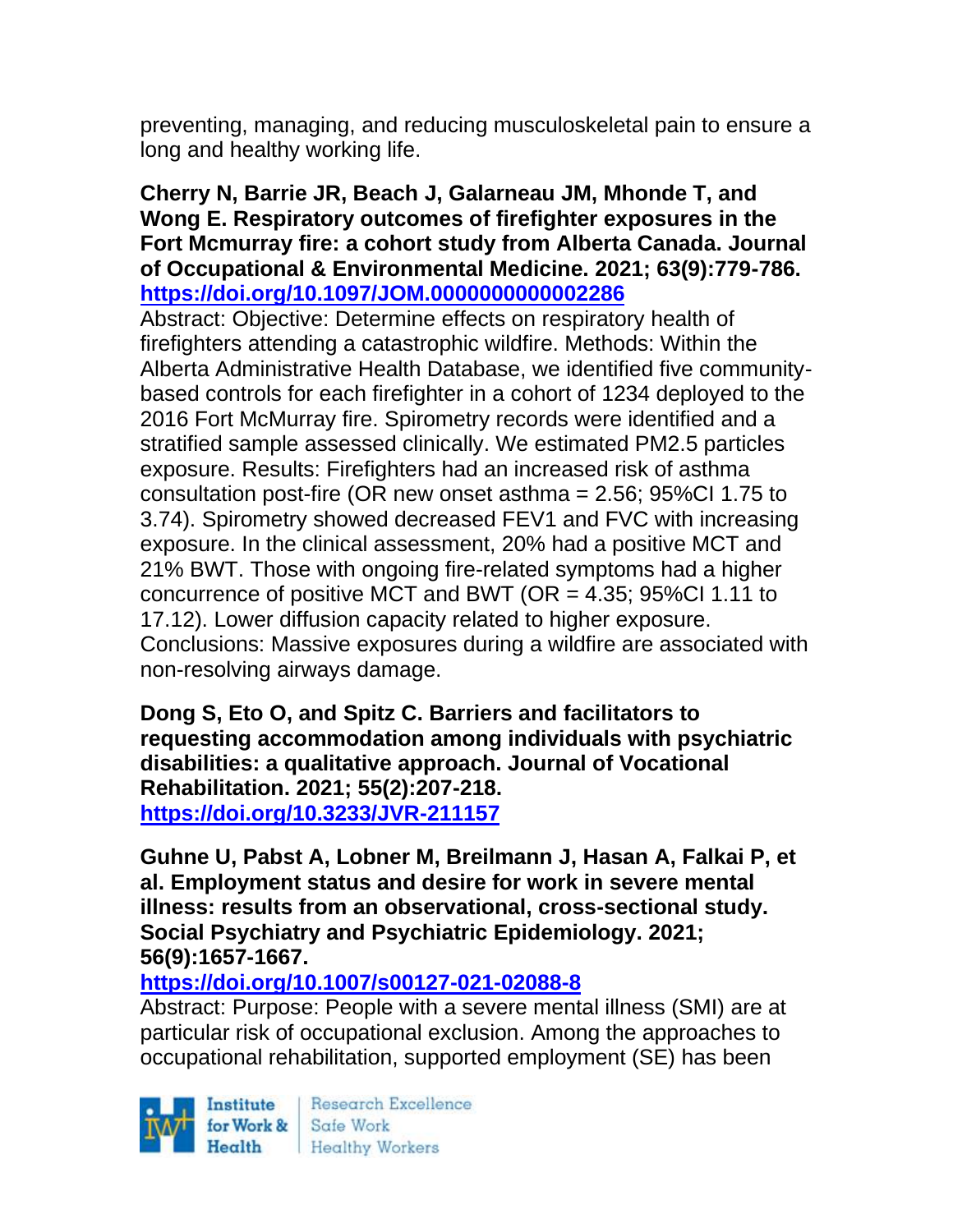preventing, managing, and reducing musculoskeletal pain to ensure a long and healthy working life.

**Cherry N, Barrie JR, Beach J, Galarneau JM, Mhonde T, and Wong E. Respiratory outcomes of firefighter exposures in the Fort Mcmurray fire: a cohort study from Alberta Canada. Journal of Occupational & Environmental Medicine. 2021; 63(9):779-786. https://doi.org/10.1097/JOM.0000000000002286**

Abstract: Objective: Determine effects on respiratory health of firefighters attending a catastrophic wildfire. Methods: Within the Alberta Administrative Health Database, we identified five community-based controls for each firefighter in a cohort of 1234 deployed to the 2016 Fort McMurray fire. Spirometry records were identified and a stratified sample assessed clinically. We estimated PM2.5 particles exposure. Results: Firefighters had an increased risk of asthma consultation post-fire (OR new onset asthma = 2.56; 95%CI 1.75 to 3.74). Spirometry showed decreased FEV1 and FVC with increasing exposure. In the clinical assessment, 20% had a positive MCT and 21% BWT. Those with ongoing fire-related symptoms had a higher concurrence of positive MCT and BWT (OR = 4.35; 95%CI 1.11 to 17.12). Lower diffusion capacity related to higher exposure. Conclusions: Massive exposures during a wildfire are associated with non-resolving airways damage.

**Dong S, Eto O, and Spitz C. Barriers and facilitators to requesting accommodation among individuals with psychiatric disabilities: a qualitative approach. Journal of Vocational Rehabilitation. 2021; 55(2):207-218. https://doi.org/10.3233/JVR-211157**

**Guhne U, Pabst A, Lobner M, Breilmann J, Hasan A, Falkai P, et al. Employment status and desire for work in severe mental illness: results from an observational, cross-sectional study. Social Psychiatry and Psychiatric Epidemiology. 2021; 56(9):1657-1667. https://doi.org/10.1007/s00127-021-02088-8**

Abstract: Purpose: People with a severe mental illness (SMI) are at particular risk of occupational exclusion. Among the approaches to occupational rehabilitation, supported employment (SE) has been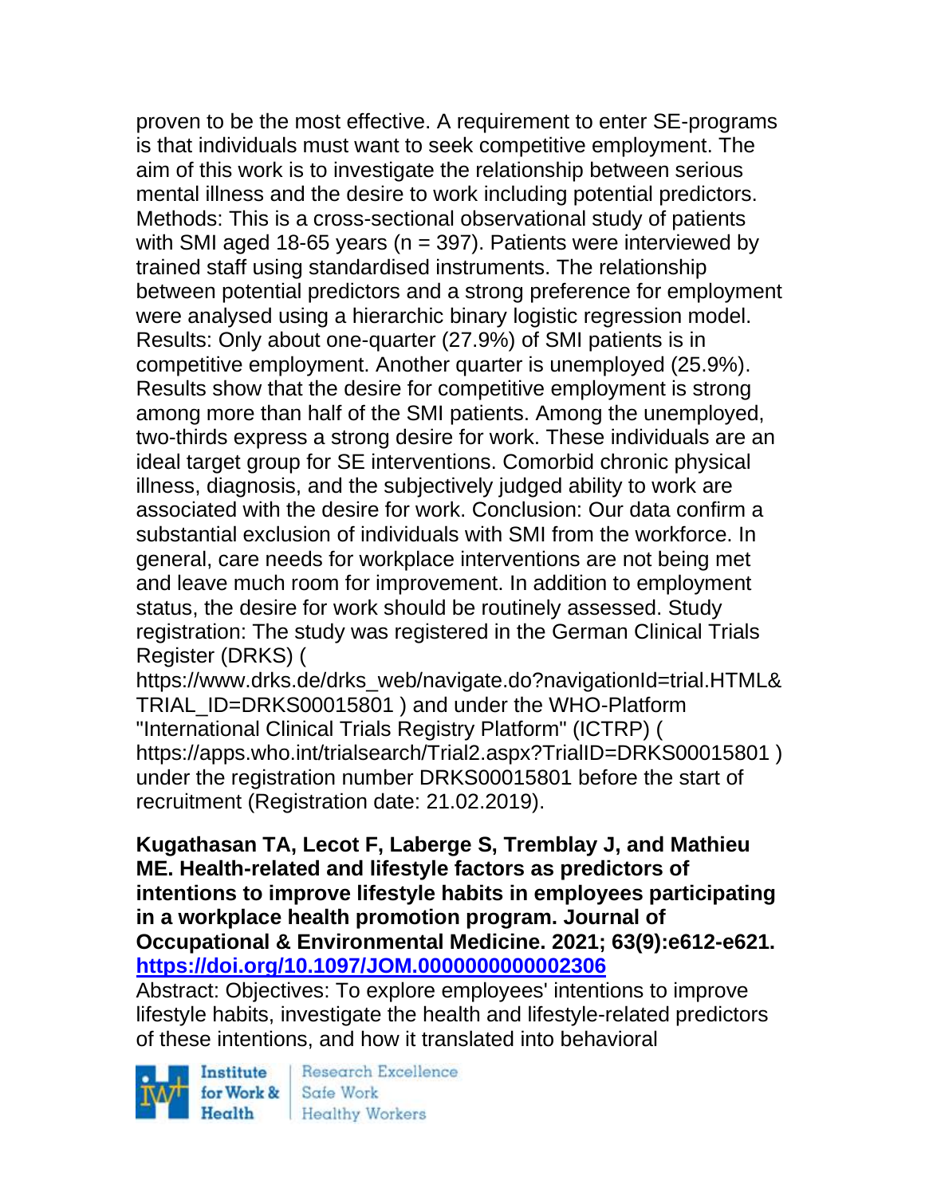proven to be the most effective. A requirement to enter SE-programs is that individuals must want to seek competitive employment. The aim of this work is to investigate the relationship between serious mental illness and the desire to work including potential predictors. Methods: This is a cross-sectional observational study of patients with SMI aged 18-65 years (n = 397). Patients were interviewed by trained staff using standardised instruments. The relationship between potential predictors and a strong preference for employment were analysed using a hierarchic binary logistic regression model. Results: Only about one-quarter (27.9%) of SMI patients is in competitive employment. Another quarter is unemployed (25.9%). Results show that the desire for competitive employment is strong among more than half of the SMI patients. Among the unemployed, two-thirds express a strong desire for work. These individuals are an ideal target group for SE interventions. Comorbid chronic physical illness, diagnosis, and the subjectively judged ability to work are associated with the desire for work. Conclusion: Our data confirm a substantial exclusion of individuals with SMI from the workforce. In general, care needs for workplace interventions are not being met and leave much room for improvement. In addition to employment status, the desire for work should be routinely assessed. Study registration: The study was registered in the German Clinical Trials Register (DRKS) ( https://www.drks.de/drks_web/navigate.do?navigationId=trial.HTML&TRIAL_ID=DRKS00015801 ) and under the WHO-Platform "International Clinical Trials Registry Platform" (ICTRP) ( https://apps.who.int/trialsearch/Trial2.aspx?TrialID=DRKS00015801 ) under the registration number DRKS00015801 before the start of recruitment (Registration date: 21.02.2019).

**Kugathasan TA, Lecot F, Laberge S, Tremblay J, and Mathieu ME. Health-related and lifestyle factors as predictors of intentions to improve lifestyle habits in employees participating in a workplace health promotion program. Journal of Occupational & Environmental Medicine. 2021; 63(9):e612-e621. https://doi.org/10.1097/JOM.0000000000002306**

Abstract: Objectives: To explore employees' intentions to improve lifestyle habits, investigate the health and lifestyle-related predictors of these intentions, and how it translated into behavioral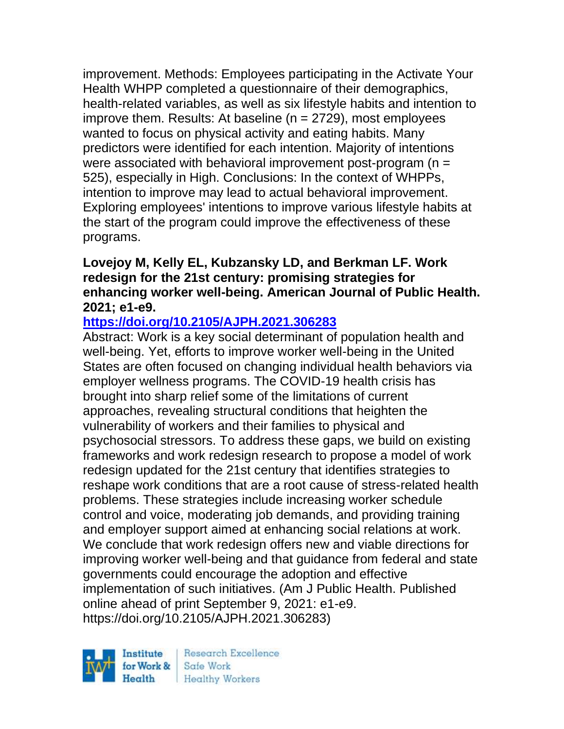improvement. Methods: Employees participating in the Activate Your Health WHPP completed a questionnaire of their demographics, health-related variables, as well as six lifestyle habits and intention to improve them. Results: At baseline (n = 2729), most employees wanted to focus on physical activity and eating habits. Many predictors were identified for each intention. Majority of intentions were associated with behavioral improvement post-program (n = 525), especially in High. Conclusions: In the context of WHPPs, intention to improve may lead to actual behavioral improvement. Exploring employees' intentions to improve various lifestyle habits at the start of the program could improve the effectiveness of these programs.

**Lovejoy M, Kelly EL, Kubzansky LD, and Berkman LF. Work redesign for the 21st century: promising strategies for enhancing worker well-being. American Journal of Public Health. 2021; e1-e9.**

**https://doi.org/10.2105/AJPH.2021.306283**

Abstract: Work is a key social determinant of population health and well-being. Yet, efforts to improve worker well-being in the United States are often focused on changing individual health behaviors via employer wellness programs. The COVID-19 health crisis has brought into sharp relief some of the limitations of current approaches, revealing structural conditions that heighten the vulnerability of workers and their families to physical and psychosocial stressors. To address these gaps, we build on existing frameworks and work redesign research to propose a model of work redesign updated for the 21st century that identifies strategies to reshape work conditions that are a root cause of stress-related health problems. These strategies include increasing worker schedule control and voice, moderating job demands, and providing training and employer support aimed at enhancing social relations at work. We conclude that work redesign offers new and viable directions for improving worker well-being and that guidance from federal and state governments could encourage the adoption and effective implementation of such initiatives. (Am J Public Health. Published online ahead of print September 9, 2021: e1-e9. https://doi.org/10.2105/AJPH.2021.306283)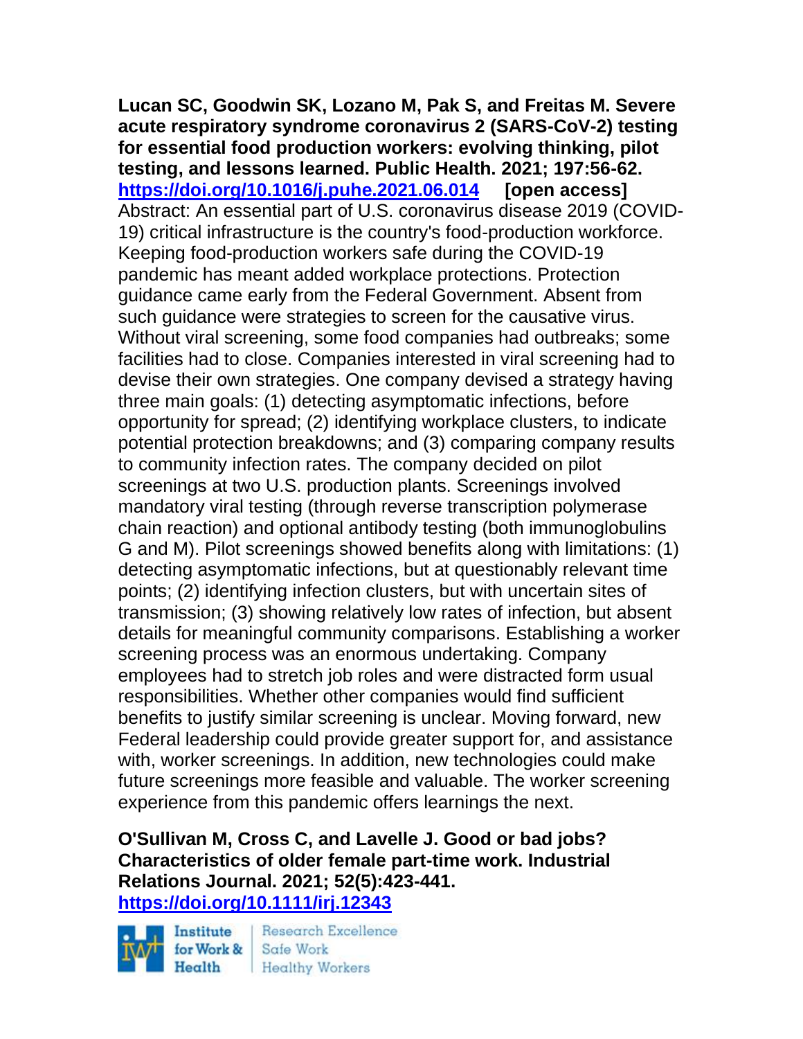**Lucan SC, Goodwin SK, Lozano M, Pak S, and Freitas M. Severe acute respiratory syndrome coronavirus 2 (SARS-CoV-2) testing for essential food production workers: evolving thinking, pilot testing, and lessons learned. Public Health. 2021; 197:56-62. https://doi.org/10.1016/j.puhe.2021.06.014 [open access]**
Abstract: An essential part of U.S. coronavirus disease 2019 (COVID-19) critical infrastructure is the country's food-production workforce. Keeping food-production workers safe during the COVID-19 pandemic has meant added workplace protections. Protection guidance came early from the Federal Government. Absent from such guidance were strategies to screen for the causative virus. Without viral screening, some food companies had outbreaks; some facilities had to close. Companies interested in viral screening had to devise their own strategies. One company devised a strategy having three main goals: (1) detecting asymptomatic infections, before opportunity for spread; (2) identifying workplace clusters, to indicate potential protection breakdowns; and (3) comparing company results to community infection rates. The company decided on pilot screenings at two U.S. production plants. Screenings involved mandatory viral testing (through reverse transcription polymerase chain reaction) and optional antibody testing (both immunoglobulins G and M). Pilot screenings showed benefits along with limitations: (1) detecting asymptomatic infections, but at questionably relevant time points; (2) identifying infection clusters, but with uncertain sites of transmission; (3) showing relatively low rates of infection, but absent details for meaningful community comparisons. Establishing a worker screening process was an enormous undertaking. Company employees had to stretch job roles and were distracted form usual responsibilities. Whether other companies would find sufficient benefits to justify similar screening is unclear. Moving forward, new Federal leadership could provide greater support for, and assistance with, worker screenings. In addition, new technologies could make future screenings more feasible and valuable. The worker screening experience from this pandemic offers learnings the next.

**O'Sullivan M, Cross C, and Lavelle J. Good or bad jobs? Characteristics of older female part-time work. Industrial Relations Journal. 2021; 52(5):423-441. https://doi.org/10.1111/irj.12343**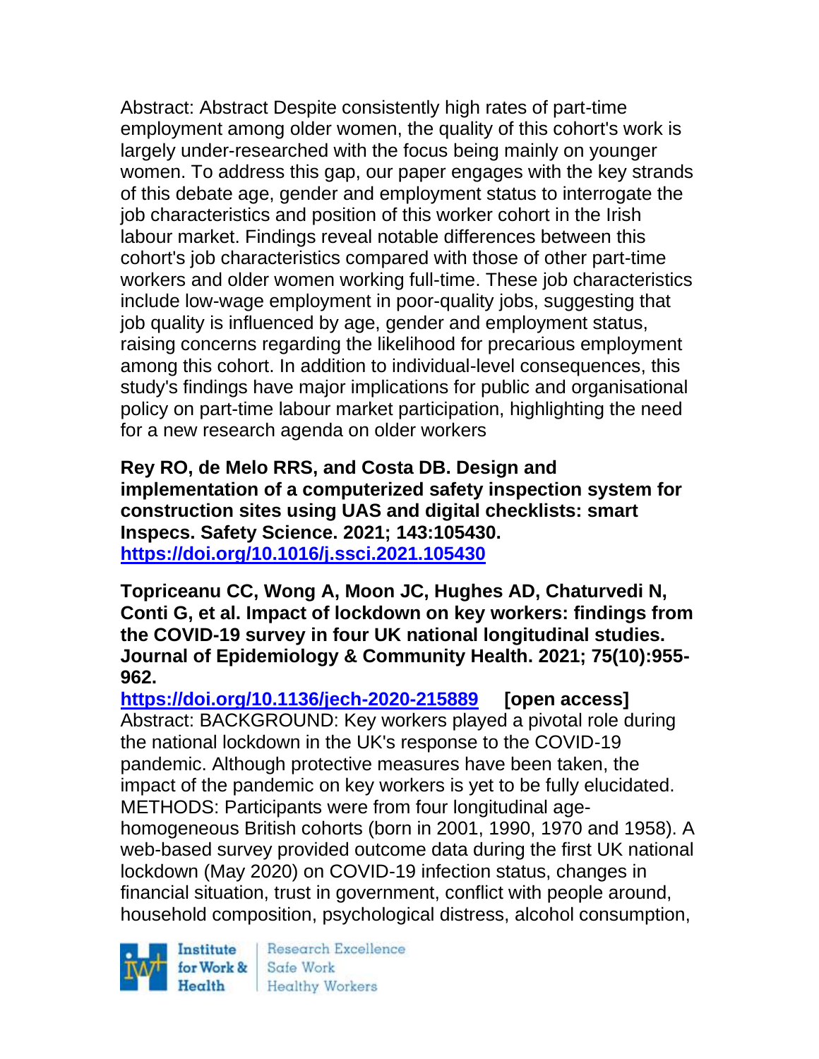Abstract: Abstract Despite consistently high rates of part-time employment among older women, the quality of this cohort's work is largely under-researched with the focus being mainly on younger women. To address this gap, our paper engages with the key strands of this debate age, gender and employment status to interrogate the job characteristics and position of this worker cohort in the Irish labour market. Findings reveal notable differences between this cohort's job characteristics compared with those of other part-time workers and older women working full-time. These job characteristics include low-wage employment in poor-quality jobs, suggesting that job quality is influenced by age, gender and employment status, raising concerns regarding the likelihood for precarious employment among this cohort. In addition to individual-level consequences, this study's findings have major implications for public and organisational policy on part-time labour market participation, highlighting the need for a new research agenda on older workers

**Rey RO, de Melo RRS, and Costa DB. Design and implementation of a computerized safety inspection system for construction sites using UAS and digital checklists: smart Inspecs. Safety Science. 2021; 143:105430.**
**https://doi.org/10.1016/j.ssci.2021.105430**

**Topriceanu CC, Wong A, Moon JC, Hughes AD, Chaturvedi N, Conti G, et al. Impact of lockdown on key workers: findings from the COVID-19 survey in four UK national longitudinal studies. Journal of Epidemiology & Community Health. 2021; 75(10):955-962.**
**https://doi.org/10.1136/jech-2020-215889 [open access]**
Abstract: BACKGROUND: Key workers played a pivotal role during the national lockdown in the UK's response to the COVID-19 pandemic. Although protective measures have been taken, the impact of the pandemic on key workers is yet to be fully elucidated. METHODS: Participants were from four longitudinal age-homogeneous British cohorts (born in 2001, 1990, 1970 and 1958). A web-based survey provided outcome data during the first UK national lockdown (May 2020) on COVID-19 infection status, changes in financial situation, trust in government, conflict with people around, household composition, psychological distress, alcohol consumption,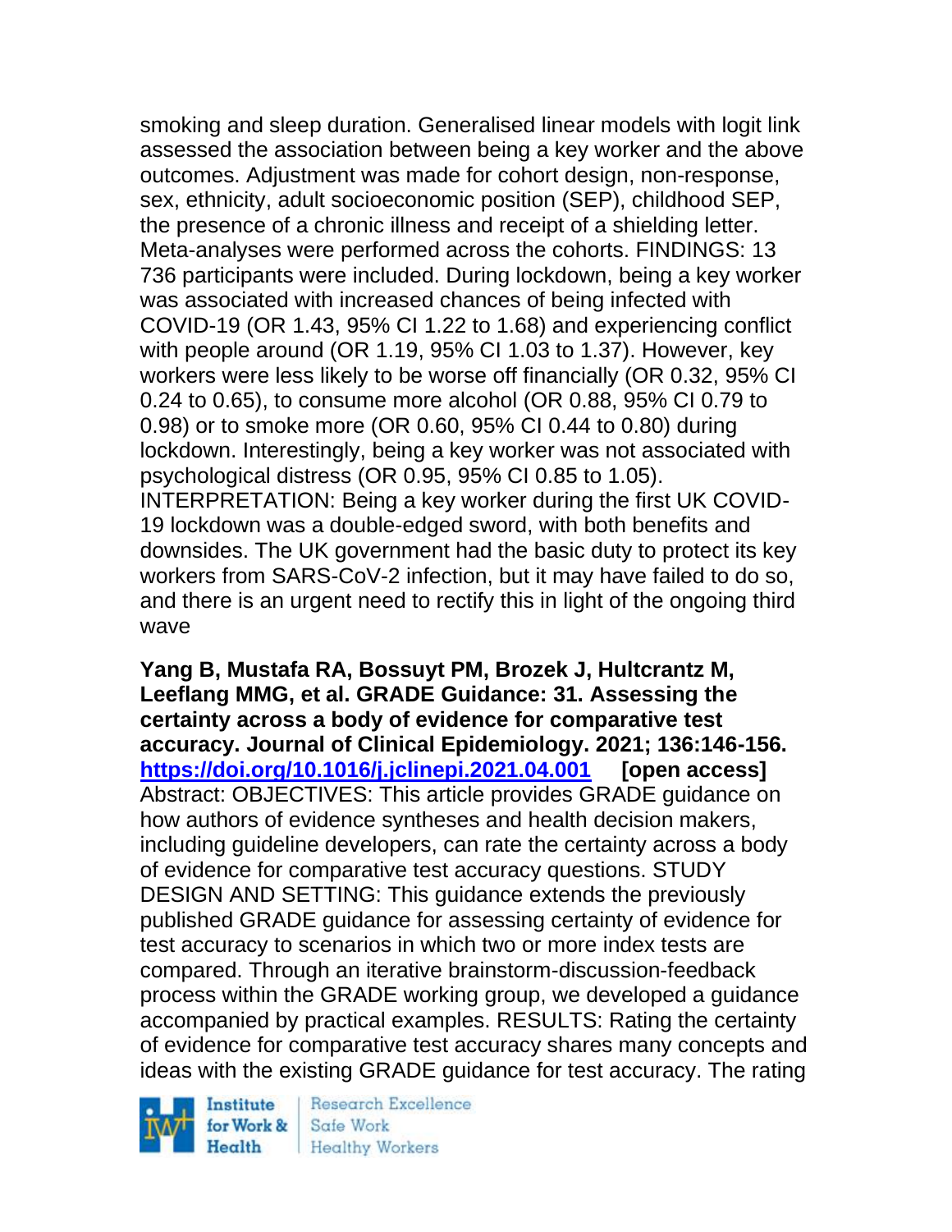smoking and sleep duration. Generalised linear models with logit link assessed the association between being a key worker and the above outcomes. Adjustment was made for cohort design, non-response, sex, ethnicity, adult socioeconomic position (SEP), childhood SEP, the presence of a chronic illness and receipt of a shielding letter. Meta-analyses were performed across the cohorts. FINDINGS: 13 736 participants were included. During lockdown, being a key worker was associated with increased chances of being infected with COVID-19 (OR 1.43, 95% CI 1.22 to 1.68) and experiencing conflict with people around (OR 1.19, 95% CI 1.03 to 1.37). However, key workers were less likely to be worse off financially (OR 0.32, 95% CI 0.24 to 0.65), to consume more alcohol (OR 0.88, 95% CI 0.79 to 0.98) or to smoke more (OR 0.60, 95% CI 0.44 to 0.80) during lockdown. Interestingly, being a key worker was not associated with psychological distress (OR 0.95, 95% CI 0.85 to 1.05). INTERPRETATION: Being a key worker during the first UK COVID-19 lockdown was a double-edged sword, with both benefits and downsides. The UK government had the basic duty to protect its key workers from SARS-CoV-2 infection, but it may have failed to do so, and there is an urgent need to rectify this in light of the ongoing third wave

**Yang B, Mustafa RA, Bossuyt PM, Brozek J, Hultcrantz M, Leeflang MMG, et al. GRADE Guidance: 31. Assessing the certainty across a body of evidence for comparative test accuracy. Journal of Clinical Epidemiology. 2021; 136:146-156. [https://doi.org/10.1016/j.jclinepi.2021.04.001](https://doi.org/10.1016/j.jclinepi.2021.04.001) [open access]**
Abstract: OBJECTIVES: This article provides GRADE guidance on how authors of evidence syntheses and health decision makers, including guideline developers, can rate the certainty across a body of evidence for comparative test accuracy questions. STUDY DESIGN AND SETTING: This guidance extends the previously published GRADE guidance for assessing certainty of evidence for test accuracy to scenarios in which two or more index tests are compared. Through an iterative brainstorm-discussion-feedback process within the GRADE working group, we developed a guidance accompanied by practical examples. RESULTS: Rating the certainty of evidence for comparative test accuracy shares many concepts and ideas with the existing GRADE guidance for test accuracy. The rating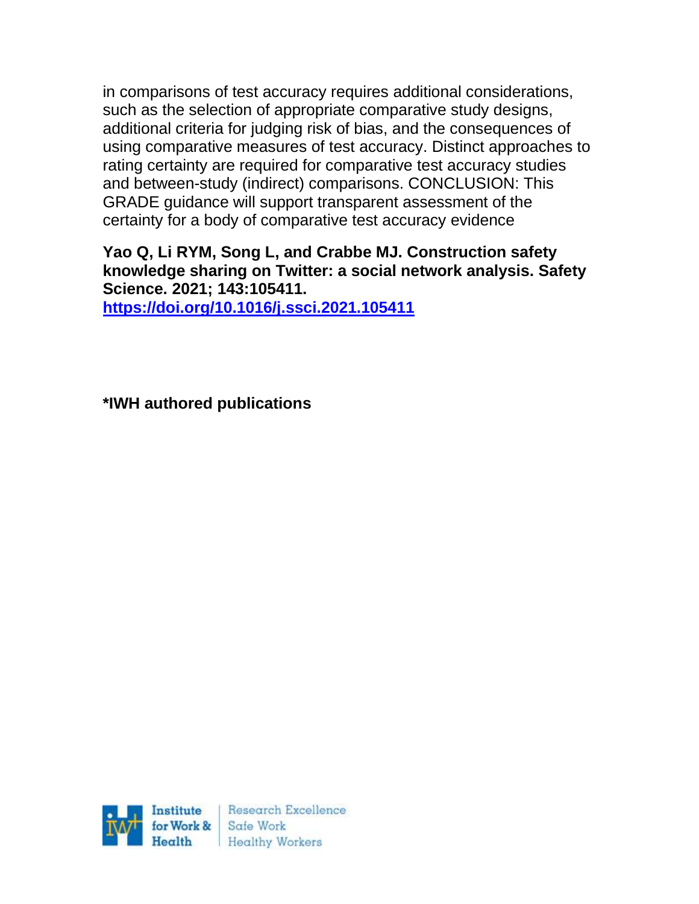in comparisons of test accuracy requires additional considerations, such as the selection of appropriate comparative study designs, additional criteria for judging risk of bias, and the consequences of using comparative measures of test accuracy. Distinct approaches to rating certainty are required for comparative test accuracy studies and between-study (indirect) comparisons. CONCLUSION: This GRADE guidance will support transparent assessment of the certainty for a body of comparative test accuracy evidence

**Yao Q, Li RYM, Song L, and Crabbe MJ. Construction safety knowledge sharing on Twitter: a social network analysis. Safety Science. 2021; 143:105411.**
**https://doi.org/10.1016/j.ssci.2021.105411**

**\*IWH authored publications**